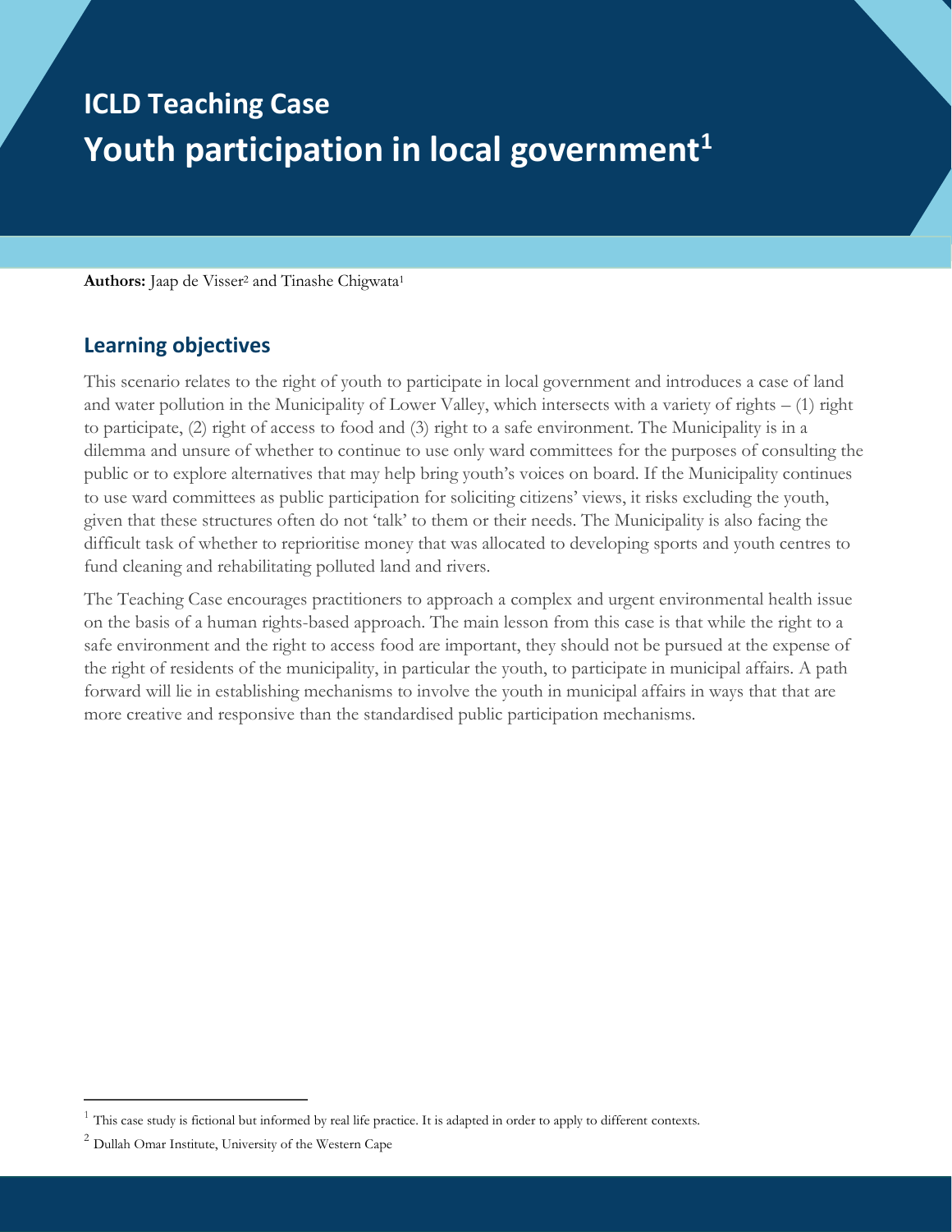# ICLD Teaching Case

# Youth participation in local government[1]

**Authors:** Jaap de Visser[2] and Tinashe Chigwata[1]

## Learning objectives

This scenario relates to the right of youth to participate in local government and introduces a case of land and water pollution in the Municipality of Lower Valley, which intersects with a variety of rights – (1) right to participate, (2) right of access to food and (3) right to a safe environment. The Municipality is in a dilemma and unsure of whether to continue to use only ward committees for the purposes of consulting the public or to explore alternatives that may help bring youth's voices on board. If the Municipality continues to use ward committees as public participation for soliciting citizens' views, it risks excluding the youth, given that these structures often do not 'talk' to them or their needs. The Municipality is also facing the difficult task of whether to reprioritise money that was allocated to developing sports and youth centres to fund cleaning and rehabilitating polluted land and rivers.

The Teaching Case encourages practitioners to approach a complex and urgent environmental health issue on the basis of a human rights-based approach. The main lesson from this case is that while the right to a safe environment and the right to access food are important, they should not be pursued at the expense of the right of residents of the municipality, in particular the youth, to participate in municipal affairs. A path forward will lie in establishing mechanisms to involve the youth in municipal affairs in ways that that are more creative and responsive than the standardised public participation mechanisms.

[1] This case study is fictional but informed by real life practice. It is adapted in order to apply to different contexts.

[2] Dullah Omar Institute, University of the Western Cape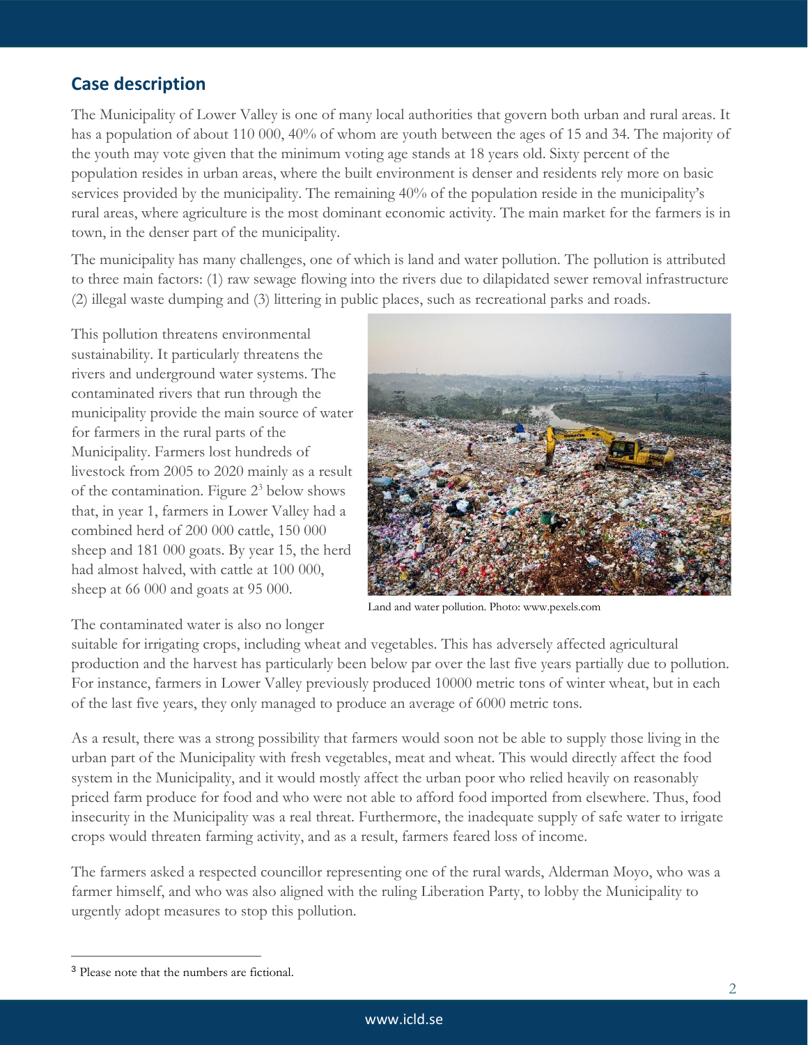## Case description

The Municipality of Lower Valley is one of many local authorities that govern both urban and rural areas. It has a population of about 110 000, 40% of whom are youth between the ages of 15 and 34. The majority of the youth may vote given that the minimum voting age stands at 18 years old. Sixty percent of the population resides in urban areas, where the built environment is denser and residents rely more on basic services provided by the municipality. The remaining 40% of the population reside in the municipality's rural areas, where agriculture is the most dominant economic activity. The main market for the farmers is in town, in the denser part of the municipality.

The municipality has many challenges, one of which is land and water pollution. The pollution is attributed to three main factors: (1) raw sewage flowing into the rivers due to dilapidated sewer removal infrastructure (2) illegal waste dumping and (3) littering in public places, such as recreational parks and roads.

This pollution threatens environmental sustainability. It particularly threatens the rivers and underground water systems. The contaminated rivers that run through the municipality provide the main source of water for farmers in the rural parts of the Municipality. Farmers lost hundreds of livestock from 2005 to 2020 mainly as a result of the contamination. Figure 2[3] below shows that, in year 1, farmers in Lower Valley had a combined herd of 200 000 cattle, 150 000 sheep and 181 000 goats. By year 15, the herd had almost halved, with cattle at 100 000, sheep at 66 000 and goats at 95 000.

Land and water pollution. Photo: www.pexels.com

The contaminated water is also no longer suitable for irrigating crops, including wheat and vegetables. This has adversely affected agricultural production and the harvest has particularly been below par over the last five years partially due to pollution. For instance, farmers in Lower Valley previously produced 10000 metric tons of winter wheat, but in each of the last five years, they only managed to produce an average of 6000 metric tons.

As a result, there was a strong possibility that farmers would soon not be able to supply those living in the urban part of the Municipality with fresh vegetables, meat and wheat. This would directly affect the food system in the Municipality, and it would mostly affect the urban poor who relied heavily on reasonably priced farm produce for food and who were not able to afford food imported from elsewhere. Thus, food insecurity in the Municipality was a real threat. Furthermore, the inadequate supply of safe water to irrigate crops would threaten farming activity, and as a result, farmers feared loss of income.

The farmers asked a respected councillor representing one of the rural wards, Alderman Moyo, who was a farmer himself, and who was also aligned with the ruling Liberation Party, to lobby the Municipality to urgently adopt measures to stop this pollution.

[3] Please note that the numbers are fictional.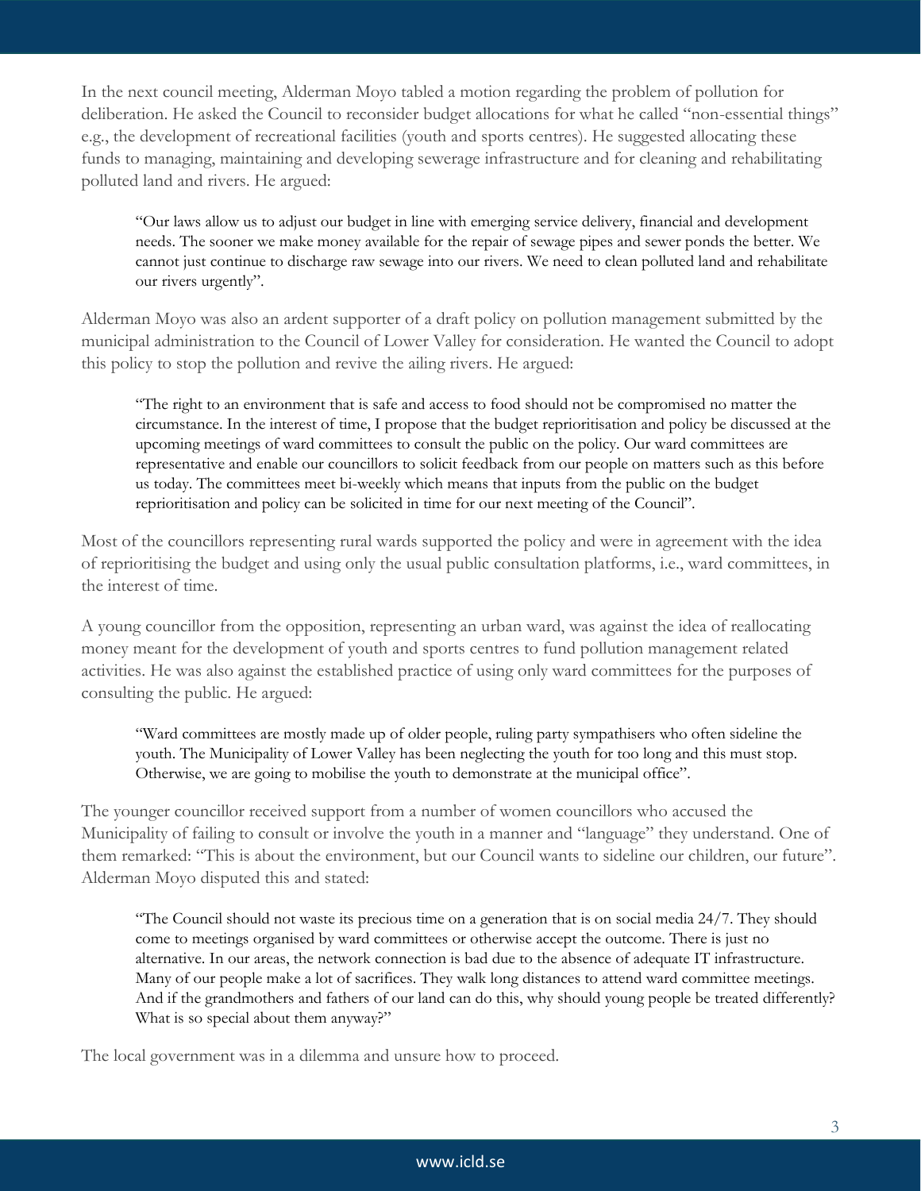In the next council meeting, Alderman Moyo tabled a motion regarding the problem of pollution for deliberation. He asked the Council to reconsider budget allocations for what he called "non-essential things" e.g., the development of recreational facilities (youth and sports centres). He suggested allocating these funds to managing, maintaining and developing sewerage infrastructure and for cleaning and rehabilitating polluted land and rivers. He argued:

> "Our laws allow us to adjust our budget in line with emerging service delivery, financial and development needs. The sooner we make money available for the repair of sewage pipes and sewer ponds the better. We cannot just continue to discharge raw sewage into our rivers. We need to clean polluted land and rehabilitate our rivers urgently".

Alderman Moyo was also an ardent supporter of a draft policy on pollution management submitted by the municipal administration to the Council of Lower Valley for consideration. He wanted the Council to adopt this policy to stop the pollution and revive the ailing rivers. He argued:

> "The right to an environment that is safe and access to food should not be compromised no matter the circumstance. In the interest of time, I propose that the budget reprioritisation and policy be discussed at the upcoming meetings of ward committees to consult the public on the policy. Our ward committees are representative and enable our councillors to solicit feedback from our people on matters such as this before us today. The committees meet bi-weekly which means that inputs from the public on the budget reprioritisation and policy can be solicited in time for our next meeting of the Council".

Most of the councillors representing rural wards supported the policy and were in agreement with the idea of reprioritising the budget and using only the usual public consultation platforms, i.e., ward committees, in the interest of time.

A young councillor from the opposition, representing an urban ward, was against the idea of reallocating money meant for the development of youth and sports centres to fund pollution management related activities. He was also against the established practice of using only ward committees for the purposes of consulting the public. He argued:

> "Ward committees are mostly made up of older people, ruling party sympathisers who often sideline the youth. The Municipality of Lower Valley has been neglecting the youth for too long and this must stop. Otherwise, we are going to mobilise the youth to demonstrate at the municipal office".

The younger councillor received support from a number of women councillors who accused the Municipality of failing to consult or involve the youth in a manner and "language" they understand. One of them remarked: "This is about the environment, but our Council wants to sideline our children, our future". Alderman Moyo disputed this and stated:

> "The Council should not waste its precious time on a generation that is on social media 24/7. They should come to meetings organised by ward committees or otherwise accept the outcome. There is just no alternative. In our areas, the network connection is bad due to the absence of adequate IT infrastructure. Many of our people make a lot of sacrifices. They walk long distances to attend ward committee meetings. And if the grandmothers and fathers of our land can do this, why should young people be treated differently? What is so special about them anyway?"

The local government was in a dilemma and unsure how to proceed.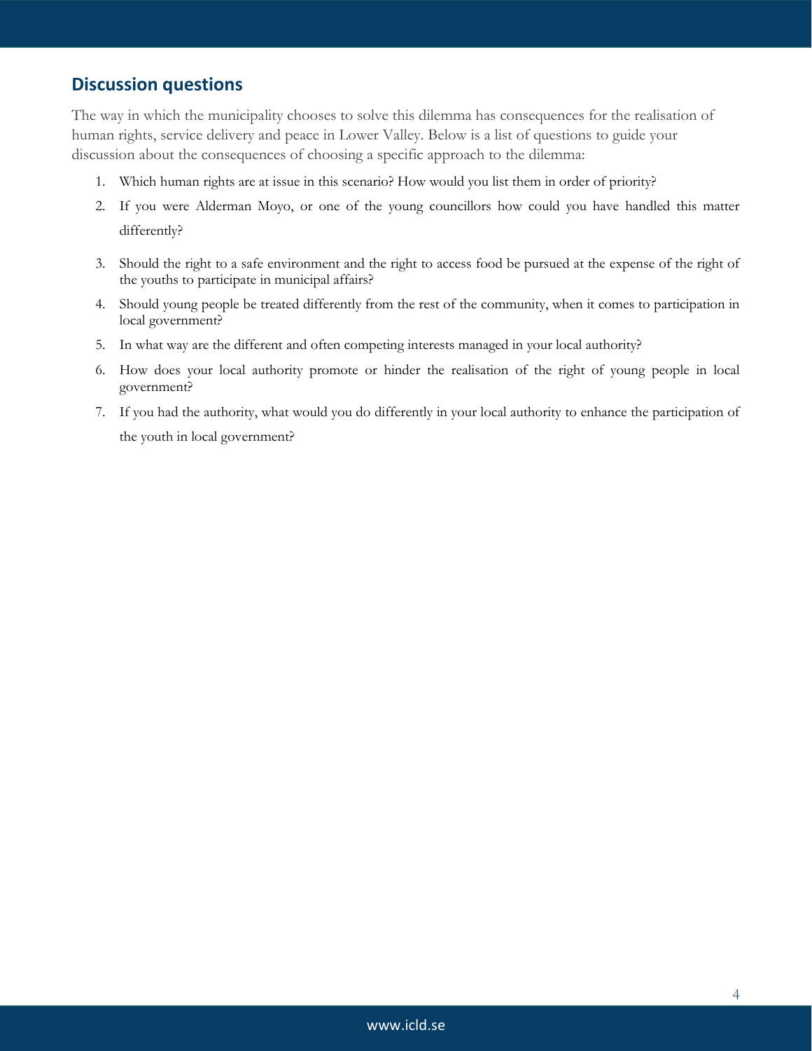## Discussion questions

The way in which the municipality chooses to solve this dilemma has consequences for the realisation of human rights, service delivery and peace in Lower Valley. Below is a list of questions to guide your discussion about the consequences of choosing a specific approach to the dilemma:

1. Which human rights are at issue in this scenario? How would you list them in order of priority?
2. If you were Alderman Moyo, or one of the young councillors how could you have handled this matter differently?
3. Should the right to a safe environment and the right to access food be pursued at the expense of the right of the youths to participate in municipal affairs?
4. Should young people be treated differently from the rest of the community, when it comes to participation in local government?
5. In what way are the different and often competing interests managed in your local authority?
6. How does your local authority promote or hinder the realisation of the right of young people in local government?
7. If you had the authority, what would you do differently in your local authority to enhance the participation of the youth in local government?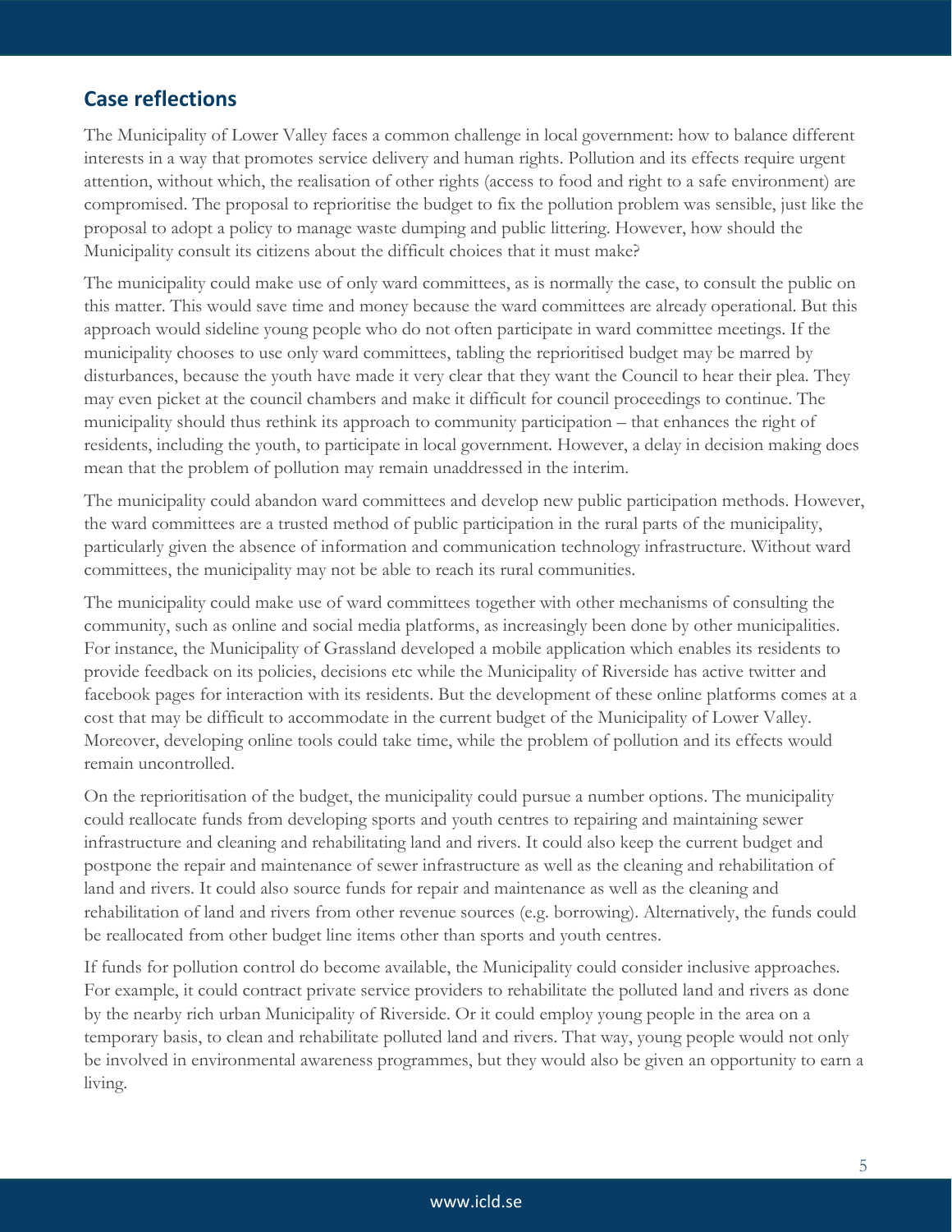## Case reflections

The Municipality of Lower Valley faces a common challenge in local government: how to balance different interests in a way that promotes service delivery and human rights. Pollution and its effects require urgent attention, without which, the realisation of other rights (access to food and right to a safe environment) are compromised. The proposal to reprioritise the budget to fix the pollution problem was sensible, just like the proposal to adopt a policy to manage waste dumping and public littering. However, how should the Municipality consult its citizens about the difficult choices that it must make?

The municipality could make use of only ward committees, as is normally the case, to consult the public on this matter. This would save time and money because the ward committees are already operational. But this approach would sideline young people who do not often participate in ward committee meetings. If the municipality chooses to use only ward committees, tabling the reprioritised budget may be marred by disturbances, because the youth have made it very clear that they want the Council to hear their plea. They may even picket at the council chambers and make it difficult for council proceedings to continue. The municipality should thus rethink its approach to community participation – that enhances the right of residents, including the youth, to participate in local government. However, a delay in decision making does mean that the problem of pollution may remain unaddressed in the interim.

The municipality could abandon ward committees and develop new public participation methods. However, the ward committees are a trusted method of public participation in the rural parts of the municipality, particularly given the absence of information and communication technology infrastructure. Without ward committees, the municipality may not be able to reach its rural communities.

The municipality could make use of ward committees together with other mechanisms of consulting the community, such as online and social media platforms, as increasingly been done by other municipalities. For instance, the Municipality of Grassland developed a mobile application which enables its residents to provide feedback on its policies, decisions etc while the Municipality of Riverside has active twitter and facebook pages for interaction with its residents. But the development of these online platforms comes at a cost that may be difficult to accommodate in the current budget of the Municipality of Lower Valley. Moreover, developing online tools could take time, while the problem of pollution and its effects would remain uncontrolled.

On the reprioritisation of the budget, the municipality could pursue a number options. The municipality could reallocate funds from developing sports and youth centres to repairing and maintaining sewer infrastructure and cleaning and rehabilitating land and rivers. It could also keep the current budget and postpone the repair and maintenance of sewer infrastructure as well as the cleaning and rehabilitation of land and rivers. It could also source funds for repair and maintenance as well as the cleaning and rehabilitation of land and rivers from other revenue sources (e.g. borrowing). Alternatively, the funds could be reallocated from other budget line items other than sports and youth centres.

If funds for pollution control do become available, the Municipality could consider inclusive approaches. For example, it could contract private service providers to rehabilitate the polluted land and rivers as done by the nearby rich urban Municipality of Riverside. Or it could employ young people in the area on a temporary basis, to clean and rehabilitate polluted land and rivers. That way, young people would not only be involved in environmental awareness programmes, but they would also be given an opportunity to earn a living.